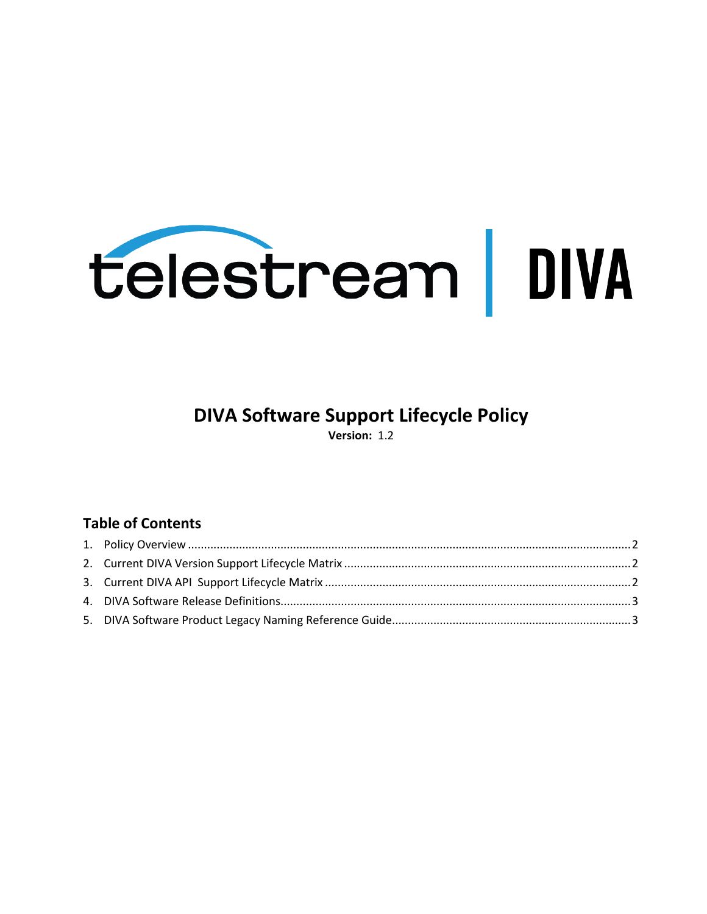# DIVA Software Support Lifecycle Policy

**Version:** 1.2

## Table of Contents

1. Policy Overview ........................................................................................................................................2
2. Current DIVA Version Support Lifecycle Matrix ........................................................................................2
3. Current DIVA API Support Lifecycle Matrix ..............................................................................................2
4. DIVA Software Release Definitions............................................................................................................3
5. DIVA Software Product Legacy Naming Reference Guide..........................................................................3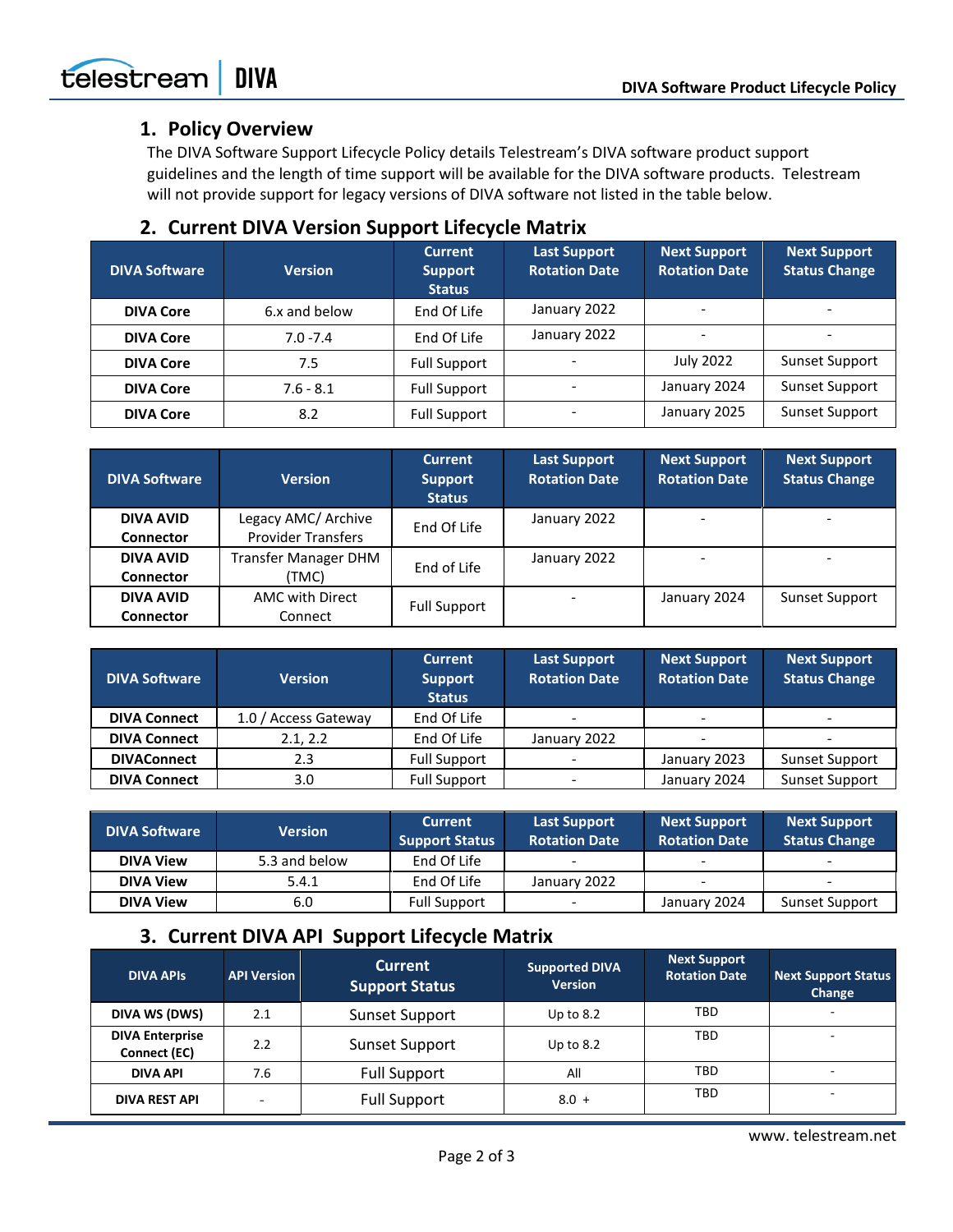## 1. Policy Overview

The DIVA Software Support Lifecycle Policy details Telestream's DIVA software product support guidelines and the length of time support will be available for the DIVA software products. Telestream will not provide support for legacy versions of DIVA software not listed in the table below.

## 2. Current DIVA Version Support Lifecycle Matrix

| DIVA Software | Version | Current Support Status | Last Support Rotation Date | Next Support Rotation Date | Next Support Status Change |
|---|---|---|---|---|---|
| **DIVA Core** | 6.x and below | End Of Life | January 2022 | - | - |
| **DIVA Core** | 7.0 -7.4 | End Of Life | January 2022 | - | - |
| **DIVA Core** | 7.5 | Full Support | - | July 2022 | Sunset Support |
| **DIVA Core** | 7.6 - 8.1 | Full Support | - | January 2024 | Sunset Support |
| **DIVA Core** | 8.2 | Full Support | - | January 2025 | Sunset Support |

| DIVA Software | Version | Current Support Status | Last Support Rotation Date | Next Support Rotation Date | Next Support Status Change |
|---|---|---|---|---|---|
| **DIVA AVID Connector** | Legacy AMC/ Archive Provider Transfers | End Of Life | January 2022 | - | - |
| **DIVA AVID Connector** | Transfer Manager DHM (TMC) | End of Life | January 2022 | - | - |
| **DIVA AVID Connector** | AMC with Direct Connect | Full Support | - | January 2024 | Sunset Support |

| DIVA Software | Version | Current Support Status | Last Support Rotation Date | Next Support Rotation Date | Next Support Status Change |
|---|---|---|---|---|---|
| **DIVA Connect** | 1.0 / Access Gateway | End Of Life | - | - | - |
| **DIVA Connect** | 2.1, 2.2 | End Of Life | January 2022 | - | - |
| **DIVAConnect** | 2.3 | Full Support | - | January 2023 | Sunset Support |
| **DIVA Connect** | 3.0 | Full Support | - | January 2024 | Sunset Support |

| DIVA Software | Version | Current Support Status | Last Support Rotation Date | Next Support Rotation Date | Next Support Status Change |
|---|---|---|---|---|---|
| **DIVA View** | 5.3 and below | End Of Life | - | - | - |
| **DIVA View** | 5.4.1 | End Of Life | January 2022 | - | - |
| **DIVA View** | 6.0 | Full Support | - | January 2024 | Sunset Support |

## 3. Current DIVA API Support Lifecycle Matrix

| DIVA APIs | API Version | Current Support Status | Supported DIVA Version | Next Support Rotation Date | Next Support Status Change |
|---|---|---|---|---|---|
| **DIVA WS (DWS)** | 2.1 | Sunset Support | Up to 8.2 | TBD | - |
| **DIVA Enterprise Connect (EC)** | 2.2 | Sunset Support | Up to 8.2 | TBD | - |
| **DIVA API** | 7.6 | Full Support | All | TBD | - |
| **DIVA REST API** | - | Full Support | 8.0 + | TBD | - |

www. telestream.net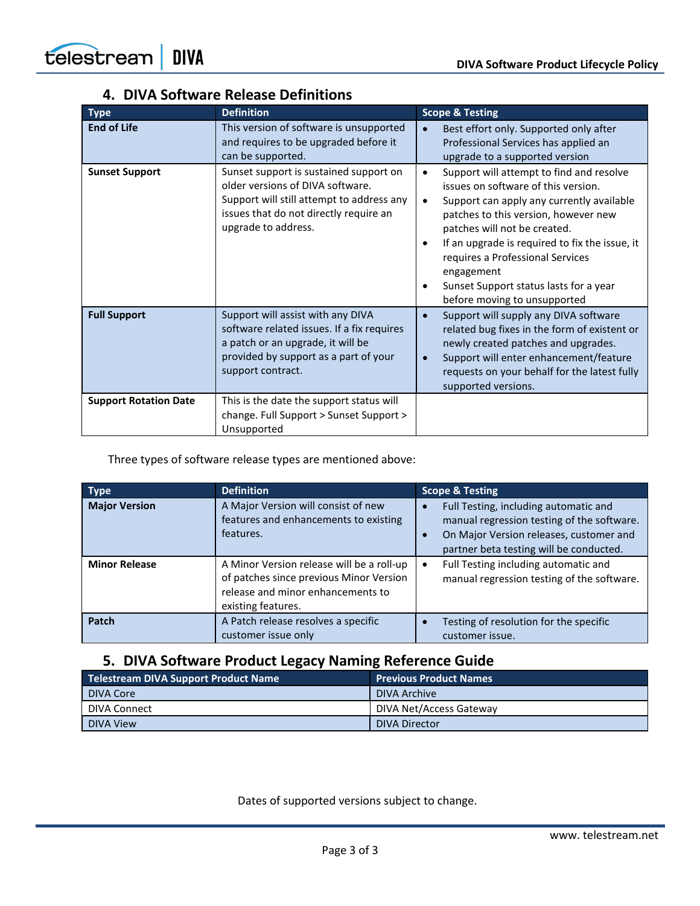## 4. DIVA Software Release Definitions

| Type | Definition | Scope & Testing |
| --- | --- | --- |
| **End of Life** | This version of software is unsupported and requires to be upgraded before it can be supported. | • Best effort only. Supported only after Professional Services has applied an upgrade to a supported version |
| **Sunset Support** | Sunset support is sustained support on older versions of DIVA software. Support will still attempt to address any issues that do not directly require an upgrade to address. | • Support will attempt to find and resolve issues on software of this version.<br>• Support can apply any currently available patches to this version, however new patches will not be created.<br>• If an upgrade is required to fix the issue, it requires a Professional Services engagement<br>• Sunset Support status lasts for a year before moving to unsupported |
| **Full Support** | Support will assist with any DIVA software related issues. If a fix requires a patch or an upgrade, it will be provided by support as a part of your support contract. | • Support will supply any DIVA software related bug fixes in the form of existent or newly created patches and upgrades.<br>• Support will enter enhancement/feature requests on your behalf for the latest fully supported versions. |
| **Support Rotation Date** | This is the date the support status will change. Full Support > Sunset Support > Unsupported | |

Three types of software release types are mentioned above:

| Type | Definition | Scope & Testing |
| --- | --- | --- |
| **Major Version** | A Major Version will consist of new features and enhancements to existing features. | • Full Testing, including automatic and manual regression testing of the software.<br>• On Major Version releases, customer and partner beta testing will be conducted. |
| **Minor Release** | A Minor Version release will be a roll-up of patches since previous Minor Version release and minor enhancements to existing features. | • Full Testing including automatic and manual regression testing of the software. |
| **Patch** | A Patch release resolves a specific customer issue only | • Testing of resolution for the specific customer issue. |

## 5. DIVA Software Product Legacy Naming Reference Guide

| Telestream DIVA Support Product Name | Previous Product Names |
| --- | --- |
| DIVA Core | DIVA Archive |
| DIVA Connect | DIVA Net/Access Gateway |
| DIVA View | DIVA Director |

Dates of supported versions subject to change.